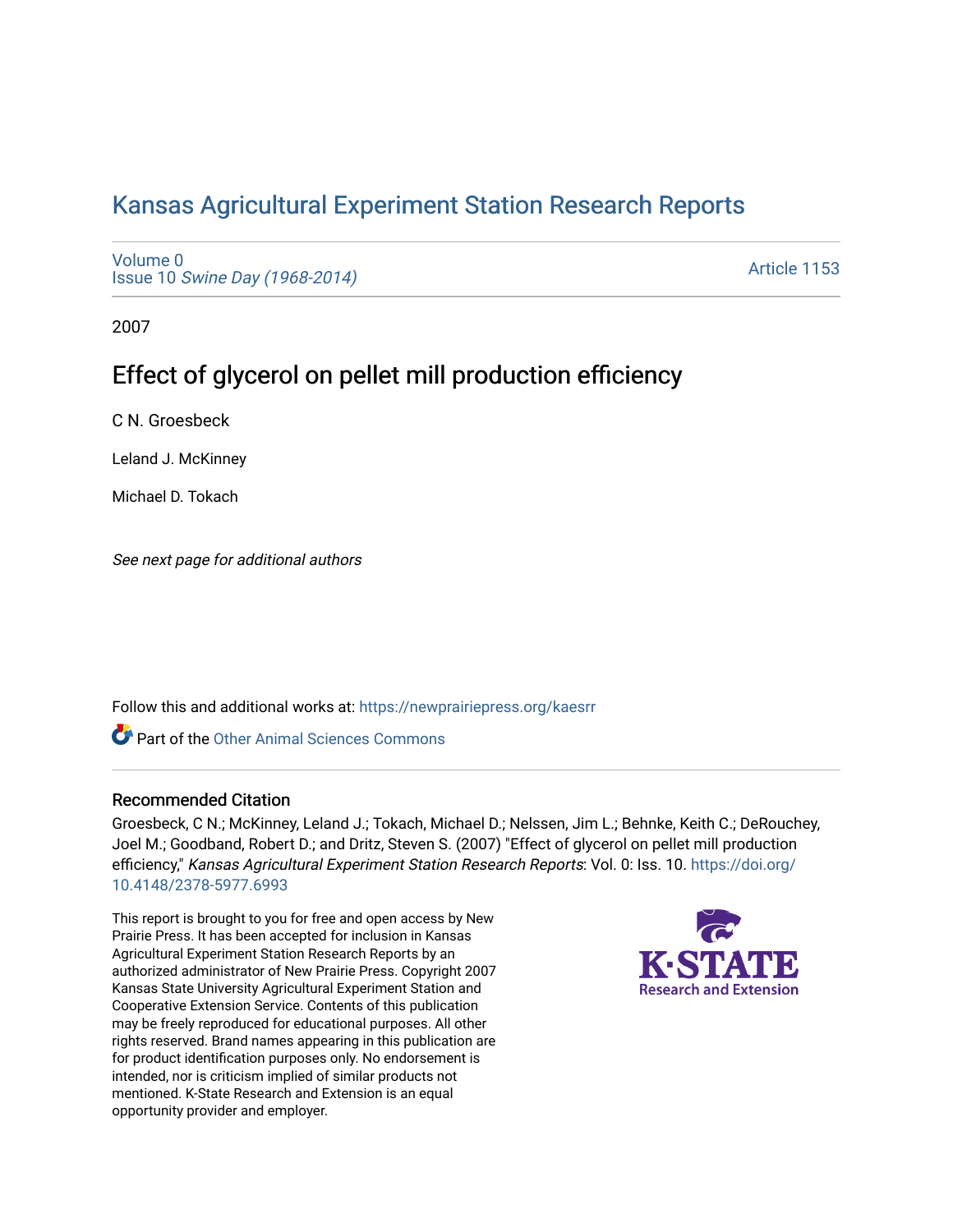# Kansas Agricultural Experiment Station Research Reports

Volume 0
Issue 10 *Swine Day (1968-2014)*

Article 1153

2007

## Effect of glycerol on pellet mill production efficiency

C N. Groesbeck

Leland J. McKinney

Michael D. Tokach

*See next page for additional authors*

Follow this and additional works at: https://newprairiepress.org/kaesrr

Part of the Other Animal Sciences Commons

### Recommended Citation

Groesbeck, C N.; McKinney, Leland J.; Tokach, Michael D.; Nelssen, Jim L.; Behnke, Keith C.; DeRouchey, Joel M.; Goodband, Robert D.; and Dritz, Steven S. (2007) "Effect of glycerol on pellet mill production efficiency," *Kansas Agricultural Experiment Station Research Reports*: Vol. 0: Iss. 10. https://doi.org/10.4148/2378-5977.6993

This report is brought to you for free and open access by New Prairie Press. It has been accepted for inclusion in Kansas Agricultural Experiment Station Research Reports by an authorized administrator of New Prairie Press. Copyright 2007 Kansas State University Agricultural Experiment Station and Cooperative Extension Service. Contents of this publication may be freely reproduced for educational purposes. All other rights reserved. Brand names appearing in this publication are for product identification purposes only. No endorsement is intended, nor is criticism implied of similar products not mentioned. K-State Research and Extension is an equal opportunity provider and employer.

K-STATE Research and Extension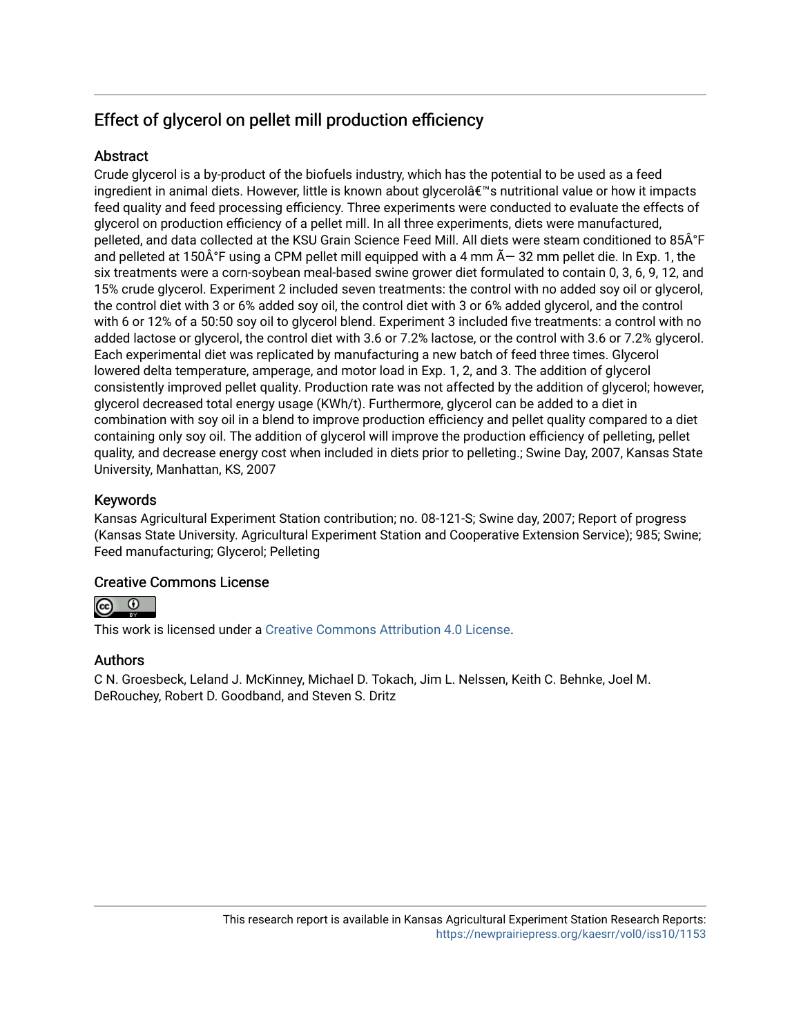## Effect of glycerol on pellet mill production efficiency

### Abstract

Crude glycerol is a by-product of the biofuels industry, which has the potential to be used as a feed ingredient in animal diets. However, little is known about glycerolâ€™s nutritional value or how it impacts feed quality and feed processing efficiency. Three experiments were conducted to evaluate the effects of glycerol on production efficiency of a pellet mill. In all three experiments, diets were manufactured, pelleted, and data collected at the KSU Grain Science Feed Mill. All diets were steam conditioned to 85Â°F and pelleted at 150Â°F using a CPM pellet mill equipped with a 4 mm Ã— 32 mm pellet die. In Exp. 1, the six treatments were a corn-soybean meal-based swine grower diet formulated to contain 0, 3, 6, 9, 12, and 15% crude glycerol. Experiment 2 included seven treatments: the control with no added soy oil or glycerol, the control diet with 3 or 6% added soy oil, the control diet with 3 or 6% added glycerol, and the control with 6 or 12% of a 50:50 soy oil to glycerol blend. Experiment 3 included five treatments: a control with no added lactose or glycerol, the control diet with 3.6 or 7.2% lactose, or the control with 3.6 or 7.2% glycerol. Each experimental diet was replicated by manufacturing a new batch of feed three times. Glycerol lowered delta temperature, amperage, and motor load in Exp. 1, 2, and 3. The addition of glycerol consistently improved pellet quality. Production rate was not affected by the addition of glycerol; however, glycerol decreased total energy usage (KWh/t). Furthermore, glycerol can be added to a diet in combination with soy oil in a blend to improve production efficiency and pellet quality compared to a diet containing only soy oil. The addition of glycerol will improve the production efficiency of pelleting, pellet quality, and decrease energy cost when included in diets prior to pelleting.; Swine Day, 2007, Kansas State University, Manhattan, KS, 2007

### Keywords

Kansas Agricultural Experiment Station contribution; no. 08-121-S; Swine day, 2007; Report of progress (Kansas State University. Agricultural Experiment Station and Cooperative Extension Service); 985; Swine; Feed manufacturing; Glycerol; Pelleting

### Creative Commons License

This work is licensed under a Creative Commons Attribution 4.0 License.

### Authors

C N. Groesbeck, Leland J. McKinney, Michael D. Tokach, Jim L. Nelssen, Keith C. Behnke, Joel M. DeRouchey, Robert D. Goodband, and Steven S. Dritz

This research report is available in Kansas Agricultural Experiment Station Research Reports: https://newprairiepress.org/kaesrr/vol0/iss10/1153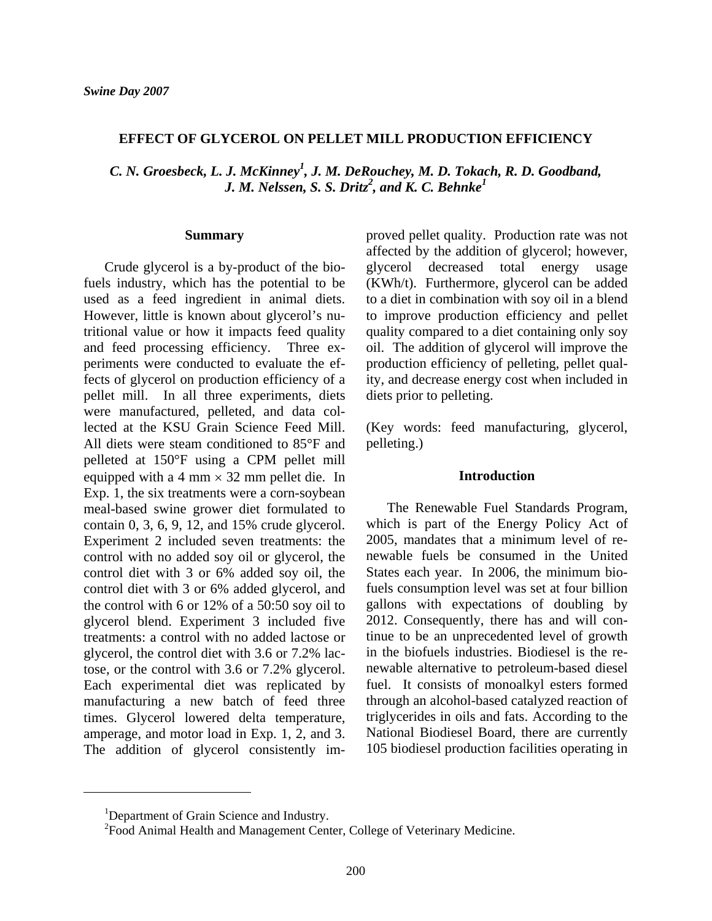*Swine Day 2007*

## EFFECT OF GLYCEROL ON PELLET MILL PRODUCTION EFFICIENCY

*C. N. Groesbeck, L. J. McKinney[1], J. M. DeRouchey, M. D. Tokach, R. D. Goodband, J. M. Nelssen, S. S. Dritz[2], and K. C. Behnke[1]*

### Summary

Crude glycerol is a by-product of the biofuels industry, which has the potential to be used as a feed ingredient in animal diets. However, little is known about glycerol's nutritional value or how it impacts feed quality and feed processing efficiency. Three experiments were conducted to evaluate the effects of glycerol on production efficiency of a pellet mill. In all three experiments, diets were manufactured, pelleted, and data collected at the KSU Grain Science Feed Mill. All diets were steam conditioned to 85°F and pelleted at 150°F using a CPM pellet mill equipped with a 4 mm × 32 mm pellet die. In Exp. 1, the six treatments were a corn-soybean meal-based swine grower diet formulated to contain 0, 3, 6, 9, 12, and 15% crude glycerol. Experiment 2 included seven treatments: the control with no added soy oil or glycerol, the control diet with 3 or 6% added soy oil, the control diet with 3 or 6% added glycerol, and the control with 6 or 12% of a 50:50 soy oil to glycerol blend. Experiment 3 included five treatments: a control with no added lactose or glycerol, the control diet with 3.6 or 7.2% lactose, or the control with 3.6 or 7.2% glycerol. Each experimental diet was replicated by manufacturing a new batch of feed three times. Glycerol lowered delta temperature, amperage, and motor load in Exp. 1, 2, and 3. The addition of glycerol consistently improved pellet quality. Production rate was not affected by the addition of glycerol; however, glycerol decreased total energy usage (KWh/t). Furthermore, glycerol can be added to a diet in combination with soy oil in a blend to improve production efficiency and pellet quality compared to a diet containing only soy oil. The addition of glycerol will improve the production efficiency of pelleting, pellet quality, and decrease energy cost when included in diets prior to pelleting.

(Key words: feed manufacturing, glycerol, pelleting.)

### Introduction

The Renewable Fuel Standards Program, which is part of the Energy Policy Act of 2005, mandates that a minimum level of renewable fuels be consumed in the United States each year. In 2006, the minimum biofuels consumption level was set at four billion gallons with expectations of doubling by 2012. Consequently, there has and will continue to be an unprecedented level of growth in the biofuels industries. Biodiesel is the renewable alternative to petroleum-based diesel fuel. It consists of monoalkyl esters formed through an alcohol-based catalyzed reaction of triglycerides in oils and fats. According to the National Biodiesel Board, there are currently 105 biodiesel production facilities operating in

---

[1]Department of Grain Science and Industry.
[2]Food Animal Health and Management Center, College of Veterinary Medicine.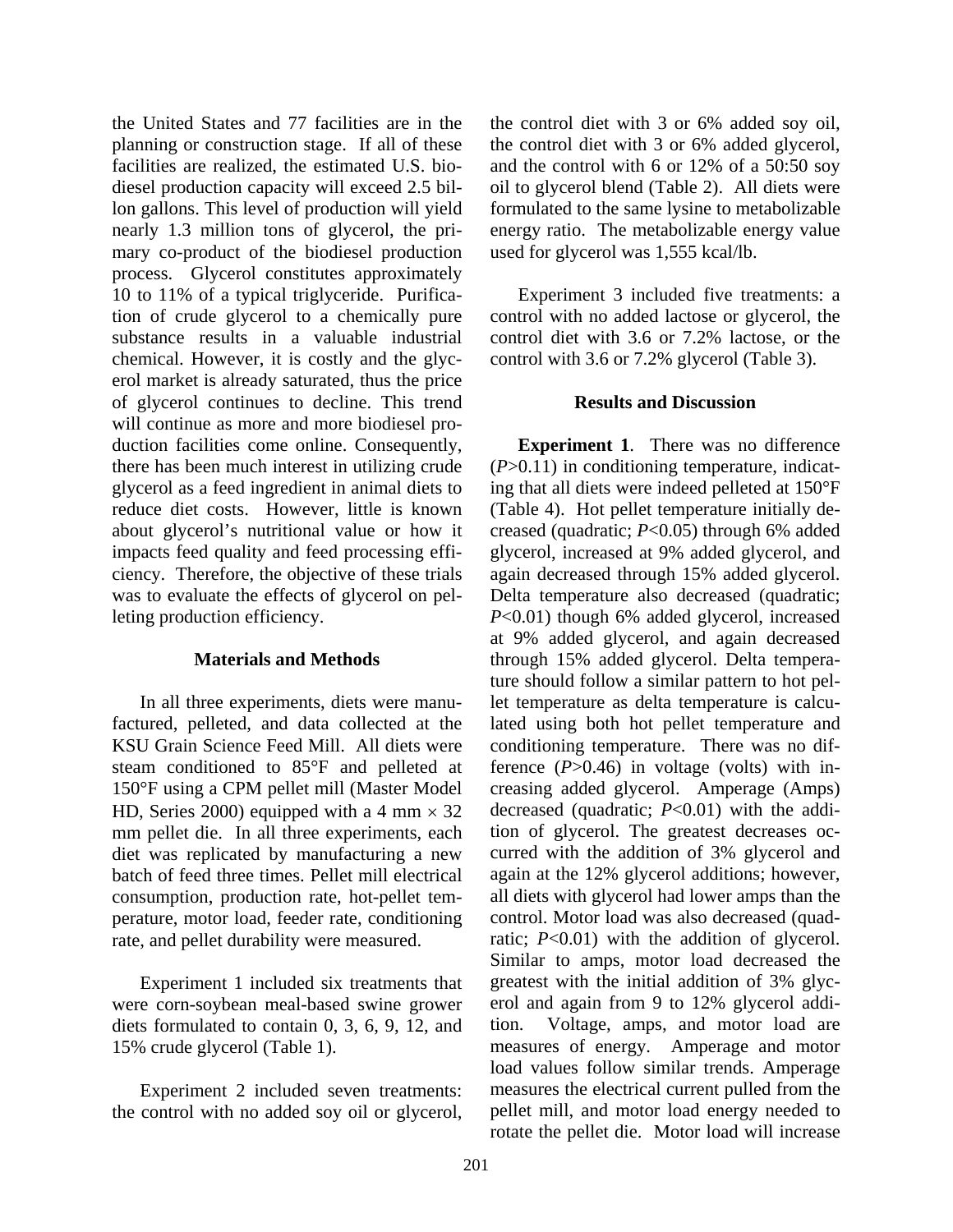the United States and 77 facilities are in the planning or construction stage. If all of these facilities are realized, the estimated U.S. biodiesel production capacity will exceed 2.5 billon gallons. This level of production will yield nearly 1.3 million tons of glycerol, the primary co-product of the biodiesel production process. Glycerol constitutes approximately 10 to 11% of a typical triglyceride. Purification of crude glycerol to a chemically pure substance results in a valuable industrial chemical. However, it is costly and the glycerol market is already saturated, thus the price of glycerol continues to decline. This trend will continue as more and more biodiesel production facilities come online. Consequently, there has been much interest in utilizing crude glycerol as a feed ingredient in animal diets to reduce diet costs. However, little is known about glycerol's nutritional value or how it impacts feed quality and feed processing efficiency. Therefore, the objective of these trials was to evaluate the effects of glycerol on pelleting production efficiency.

## Materials and Methods

In all three experiments, diets were manufactured, pelleted, and data collected at the KSU Grain Science Feed Mill. All diets were steam conditioned to 85°F and pelleted at 150°F using a CPM pellet mill (Master Model HD, Series 2000) equipped with a 4 mm × 32 mm pellet die. In all three experiments, each diet was replicated by manufacturing a new batch of feed three times. Pellet mill electrical consumption, production rate, hot-pellet temperature, motor load, feeder rate, conditioning rate, and pellet durability were measured.

Experiment 1 included six treatments that were corn-soybean meal-based swine grower diets formulated to contain 0, 3, 6, 9, 12, and 15% crude glycerol (Table 1).

Experiment 2 included seven treatments: the control with no added soy oil or glycerol, the control diet with 3 or 6% added soy oil, the control diet with 3 or 6% added glycerol, and the control with 6 or 12% of a 50:50 soy oil to glycerol blend (Table 2). All diets were formulated to the same lysine to metabolizable energy ratio. The metabolizable energy value used for glycerol was 1,555 kcal/lb.

Experiment 3 included five treatments: a control with no added lactose or glycerol, the control diet with 3.6 or 7.2% lactose, or the control with 3.6 or 7.2% glycerol (Table 3).

## Results and Discussion

**Experiment 1**. There was no difference ($P$>0.11) in conditioning temperature, indicating that all diets were indeed pelleted at 150°F (Table 4). Hot pellet temperature initially decreased (quadratic; $P$<0.05) through 6% added glycerol, increased at 9% added glycerol, and again decreased through 15% added glycerol. Delta temperature also decreased (quadratic; $P$<0.01) though 6% added glycerol, increased at 9% added glycerol, and again decreased through 15% added glycerol. Delta temperature should follow a similar pattern to hot pellet temperature as delta temperature is calculated using both hot pellet temperature and conditioning temperature. There was no difference ($P$>0.46) in voltage (volts) with increasing added glycerol. Amperage (Amps) decreased (quadratic; $P$<0.01) with the addition of glycerol. The greatest decreases occurred with the addition of 3% glycerol and again at the 12% glycerol additions; however, all diets with glycerol had lower amps than the control. Motor load was also decreased (quadratic; $P$<0.01) with the addition of glycerol. Similar to amps, motor load decreased the greatest with the initial addition of 3% glycerol and again from 9 to 12% glycerol addition. Voltage, amps, and motor load are measures of energy. Amperage and motor load values follow similar trends. Amperage measures the electrical current pulled from the pellet mill, and motor load energy needed to rotate the pellet die. Motor load will increase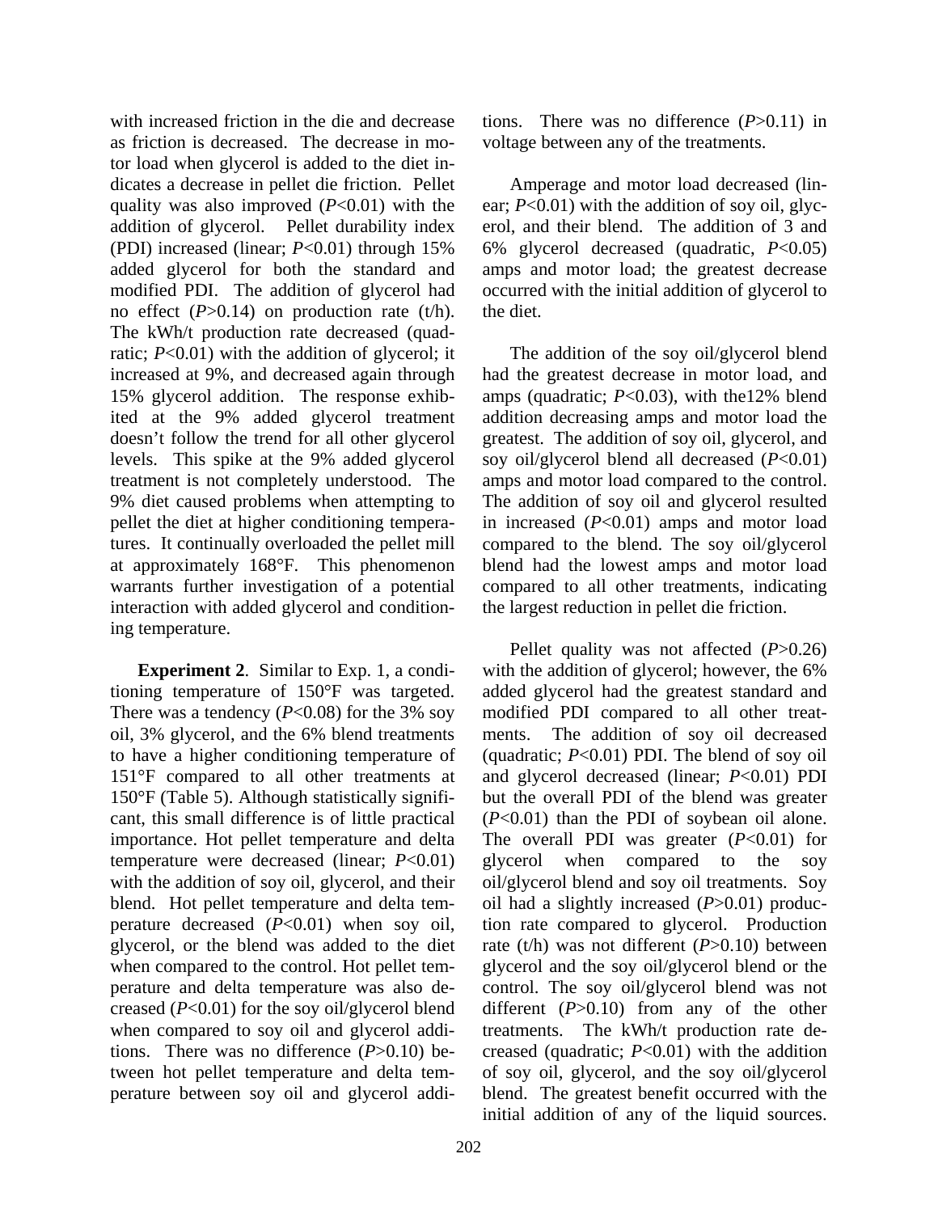with increased friction in the die and decrease as friction is decreased. The decrease in motor load when glycerol is added to the diet indicates a decrease in pellet die friction. Pellet quality was also improved ($P$<0.01) with the addition of glycerol. Pellet durability index (PDI) increased (linear; $P$<0.01) through 15% added glycerol for both the standard and modified PDI. The addition of glycerol had no effect ($P$>0.14) on production rate (t/h). The kWh/t production rate decreased (quadratic; $P$<0.01) with the addition of glycerol; it increased at 9%, and decreased again through 15% glycerol addition. The response exhibited at the 9% added glycerol treatment doesn't follow the trend for all other glycerol levels. This spike at the 9% added glycerol treatment is not completely understood. The 9% diet caused problems when attempting to pellet the diet at higher conditioning temperatures. It continually overloaded the pellet mill at approximately 168°F. This phenomenon warrants further investigation of a potential interaction with added glycerol and conditioning temperature.

**Experiment 2**. Similar to Exp. 1, a conditioning temperature of 150°F was targeted. There was a tendency ($P$<0.08) for the 3% soy oil, 3% glycerol, and the 6% blend treatments to have a higher conditioning temperature of 151°F compared to all other treatments at 150°F (Table 5). Although statistically significant, this small difference is of little practical importance. Hot pellet temperature and delta temperature were decreased (linear; $P$<0.01) with the addition of soy oil, glycerol, and their blend. Hot pellet temperature and delta temperature decreased ($P$<0.01) when soy oil, glycerol, or the blend was added to the diet when compared to the control. Hot pellet temperature and delta temperature was also decreased ($P$<0.01) for the soy oil/glycerol blend when compared to soy oil and glycerol additions. There was no difference ($P$>0.10) between hot pellet temperature and delta temperature between soy oil and glycerol additions. There was no difference ($P$>0.11) in voltage between any of the treatments.

Amperage and motor load decreased (linear; $P$<0.01) with the addition of soy oil, glycerol, and their blend. The addition of 3 and 6% glycerol decreased (quadratic, $P$<0.05) amps and motor load; the greatest decrease occurred with the initial addition of glycerol to the diet.

The addition of the soy oil/glycerol blend had the greatest decrease in motor load, and amps (quadratic; $P$<0.03), with the12% blend addition decreasing amps and motor load the greatest. The addition of soy oil, glycerol, and soy oil/glycerol blend all decreased ($P$<0.01) amps and motor load compared to the control. The addition of soy oil and glycerol resulted in increased ($P$<0.01) amps and motor load compared to the blend. The soy oil/glycerol blend had the lowest amps and motor load compared to all other treatments, indicating the largest reduction in pellet die friction.

Pellet quality was not affected ($P$>0.26) with the addition of glycerol; however, the 6% added glycerol had the greatest standard and modified PDI compared to all other treatments. The addition of soy oil decreased (quadratic; $P$<0.01) PDI. The blend of soy oil and glycerol decreased (linear; $P$<0.01) PDI but the overall PDI of the blend was greater ($P$<0.01) than the PDI of soybean oil alone. The overall PDI was greater ($P$<0.01) for glycerol when compared to the soy oil/glycerol blend and soy oil treatments. Soy oil had a slightly increased ($P$>0.01) production rate compared to glycerol. Production rate (t/h) was not different ($P$>0.10) between glycerol and the soy oil/glycerol blend or the control. The soy oil/glycerol blend was not different ($P$>0.10) from any of the other treatments. The kWh/t production rate decreased (quadratic; $P$<0.01) with the addition of soy oil, glycerol, and the soy oil/glycerol blend. The greatest benefit occurred with the initial addition of any of the liquid sources.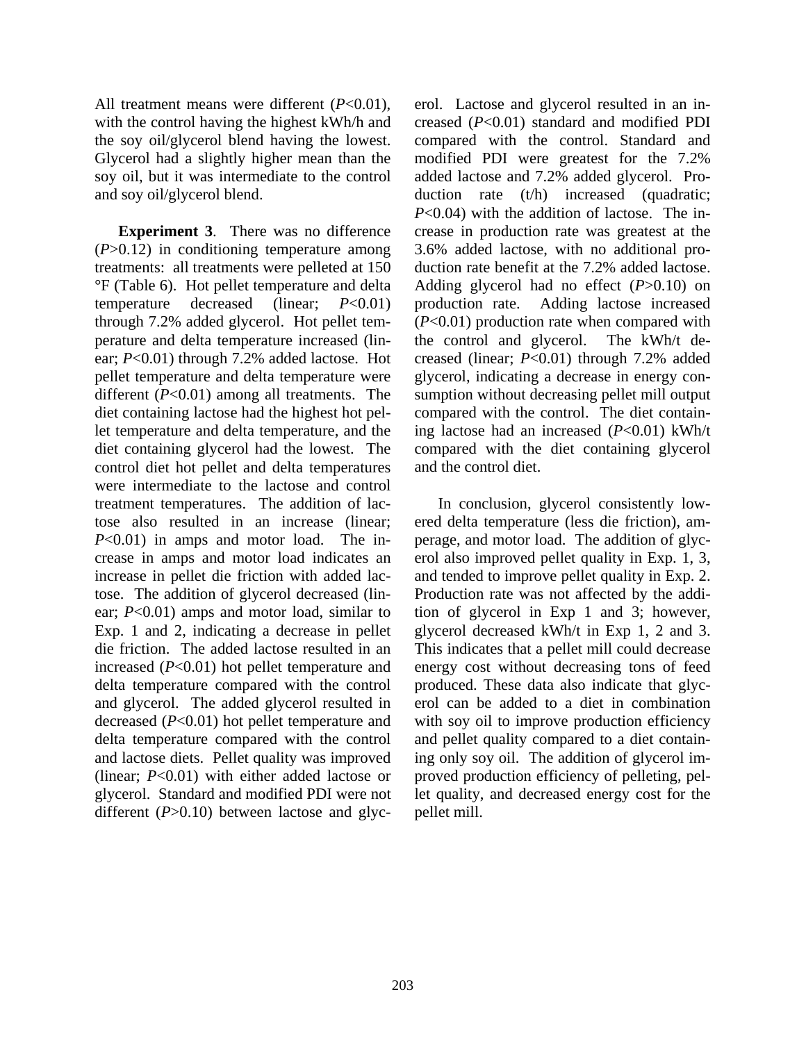All treatment means were different (*P*<0.01), with the control having the highest kWh/h and the soy oil/glycerol blend having the lowest. Glycerol had a slightly higher mean than the soy oil, but it was intermediate to the control and soy oil/glycerol blend.

**Experiment 3**. There was no difference (*P*>0.12) in conditioning temperature among treatments: all treatments were pelleted at 150 °F (Table 6). Hot pellet temperature and delta temperature decreased (linear; *P*<0.01) through 7.2% added glycerol. Hot pellet temperature and delta temperature increased (linear; *P*<0.01) through 7.2% added lactose. Hot pellet temperature and delta temperature were different (*P*<0.01) among all treatments. The diet containing lactose had the highest hot pellet temperature and delta temperature, and the diet containing glycerol had the lowest. The control diet hot pellet and delta temperatures were intermediate to the lactose and control treatment temperatures. The addition of lactose also resulted in an increase (linear; *P*<0.01) in amps and motor load. The increase in amps and motor load indicates an increase in pellet die friction with added lactose. The addition of glycerol decreased (linear; *P*<0.01) amps and motor load, similar to Exp. 1 and 2, indicating a decrease in pellet die friction. The added lactose resulted in an increased (*P*<0.01) hot pellet temperature and delta temperature compared with the control and glycerol. The added glycerol resulted in decreased (*P*<0.01) hot pellet temperature and delta temperature compared with the control and lactose diets. Pellet quality was improved (linear; *P*<0.01) with either added lactose or glycerol. Standard and modified PDI were not different (*P*>0.10) between lactose and glycerol. Lactose and glycerol resulted in an increased (*P*<0.01) standard and modified PDI compared with the control. Standard and modified PDI were greatest for the 7.2% added lactose and 7.2% added glycerol. Production rate (t/h) increased (quadratic; *P*<0.04) with the addition of lactose. The increase in production rate was greatest at the 3.6% added lactose, with no additional production rate benefit at the 7.2% added lactose. Adding glycerol had no effect (*P*>0.10) on production rate. Adding lactose increased (*P*<0.01) production rate when compared with the control and glycerol. The kWh/t decreased (linear; *P*<0.01) through 7.2% added glycerol, indicating a decrease in energy consumption without decreasing pellet mill output compared with the control. The diet containing lactose had an increased (*P*<0.01) kWh/t compared with the diet containing glycerol and the control diet.

In conclusion, glycerol consistently lowered delta temperature (less die friction), amperage, and motor load. The addition of glycerol also improved pellet quality in Exp. 1, 3, and tended to improve pellet quality in Exp. 2. Production rate was not affected by the addition of glycerol in Exp 1 and 3; however, glycerol decreased kWh/t in Exp 1, 2 and 3. This indicates that a pellet mill could decrease energy cost without decreasing tons of feed produced. These data also indicate that glycerol can be added to a diet in combination with soy oil to improve production efficiency and pellet quality compared to a diet containing only soy oil. The addition of glycerol improved production efficiency of pelleting, pellet quality, and decreased energy cost for the pellet mill.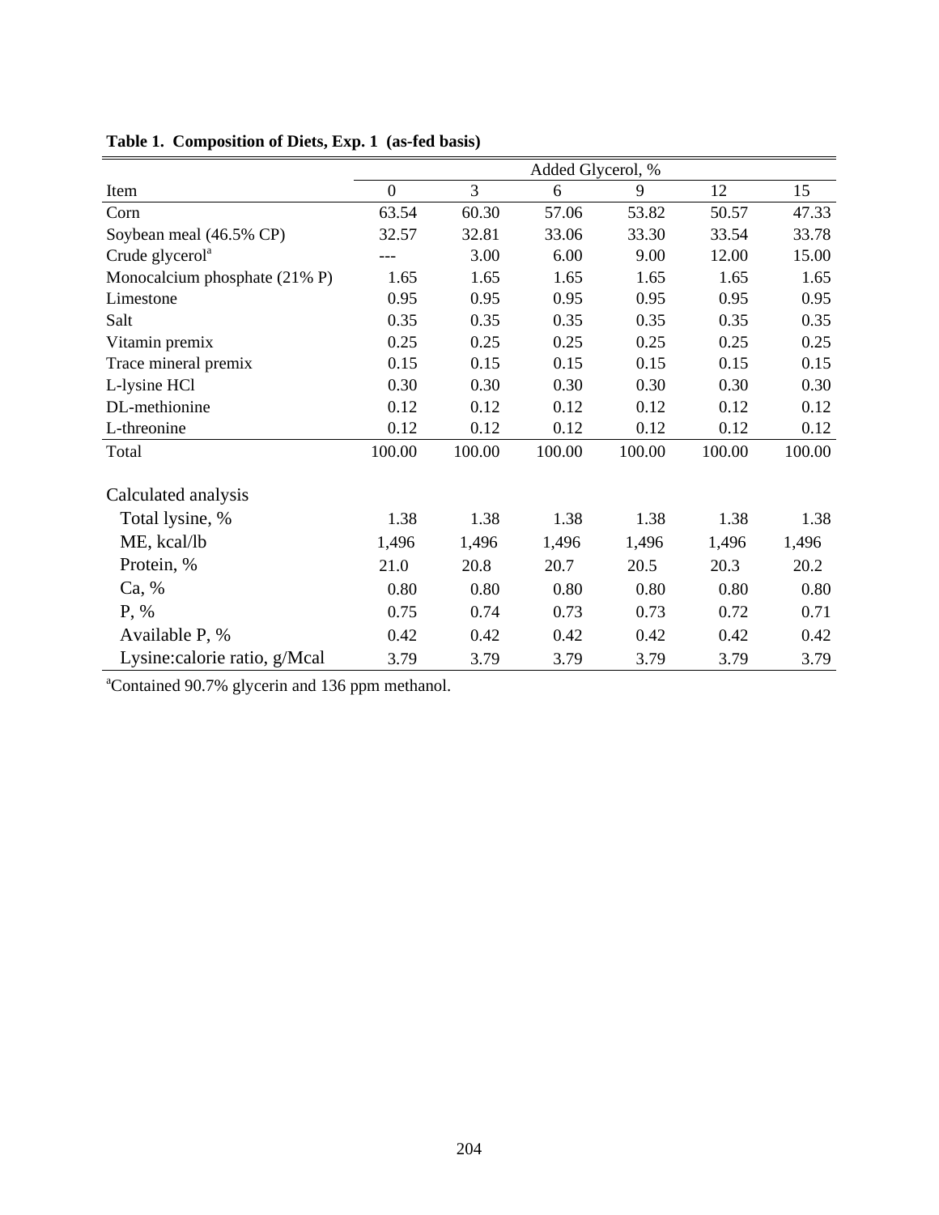**Table 1. Composition of Diets, Exp. 1 (as-fed basis)**

| | Added Glycerol, % | | | | | |
|---|---|---|---|---|---|---|
| Item | 0 | 3 | 6 | 9 | 12 | 15 |
| Corn | 63.54 | 60.30 | 57.06 | 53.82 | 50.57 | 47.33 |
| Soybean meal (46.5% CP) | 32.57 | 32.81 | 33.06 | 33.30 | 33.54 | 33.78 |
| Crude glycerol[a] | --- | 3.00 | 6.00 | 9.00 | 12.00 | 15.00 |
| Monocalcium phosphate (21% P) | 1.65 | 1.65 | 1.65 | 1.65 | 1.65 | 1.65 |
| Limestone | 0.95 | 0.95 | 0.95 | 0.95 | 0.95 | 0.95 |
| Salt | 0.35 | 0.35 | 0.35 | 0.35 | 0.35 | 0.35 |
| Vitamin premix | 0.25 | 0.25 | 0.25 | 0.25 | 0.25 | 0.25 |
| Trace mineral premix | 0.15 | 0.15 | 0.15 | 0.15 | 0.15 | 0.15 |
| L-lysine HCl | 0.30 | 0.30 | 0.30 | 0.30 | 0.30 | 0.30 |
| DL-methionine | 0.12 | 0.12 | 0.12 | 0.12 | 0.12 | 0.12 |
| L-threonine | 0.12 | 0.12 | 0.12 | 0.12 | 0.12 | 0.12 |
| Total | 100.00 | 100.00 | 100.00 | 100.00 | 100.00 | 100.00 |
| Calculated analysis | | | | | | |
| Total lysine, % | 1.38 | 1.38 | 1.38 | 1.38 | 1.38 | 1.38 |
| ME, kcal/lb | 1,496 | 1,496 | 1,496 | 1,496 | 1,496 | 1,496 |
| Protein, % | 21.0 | 20.8 | 20.7 | 20.5 | 20.3 | 20.2 |
| Ca, % | 0.80 | 0.80 | 0.80 | 0.80 | 0.80 | 0.80 |
| P, % | 0.75 | 0.74 | 0.73 | 0.73 | 0.72 | 0.71 |
| Available P, % | 0.42 | 0.42 | 0.42 | 0.42 | 0.42 | 0.42 |
| Lysine:calorie ratio, g/Mcal | 3.79 | 3.79 | 3.79 | 3.79 | 3.79 | 3.79 |

[a]Contained 90.7% glycerin and 136 ppm methanol.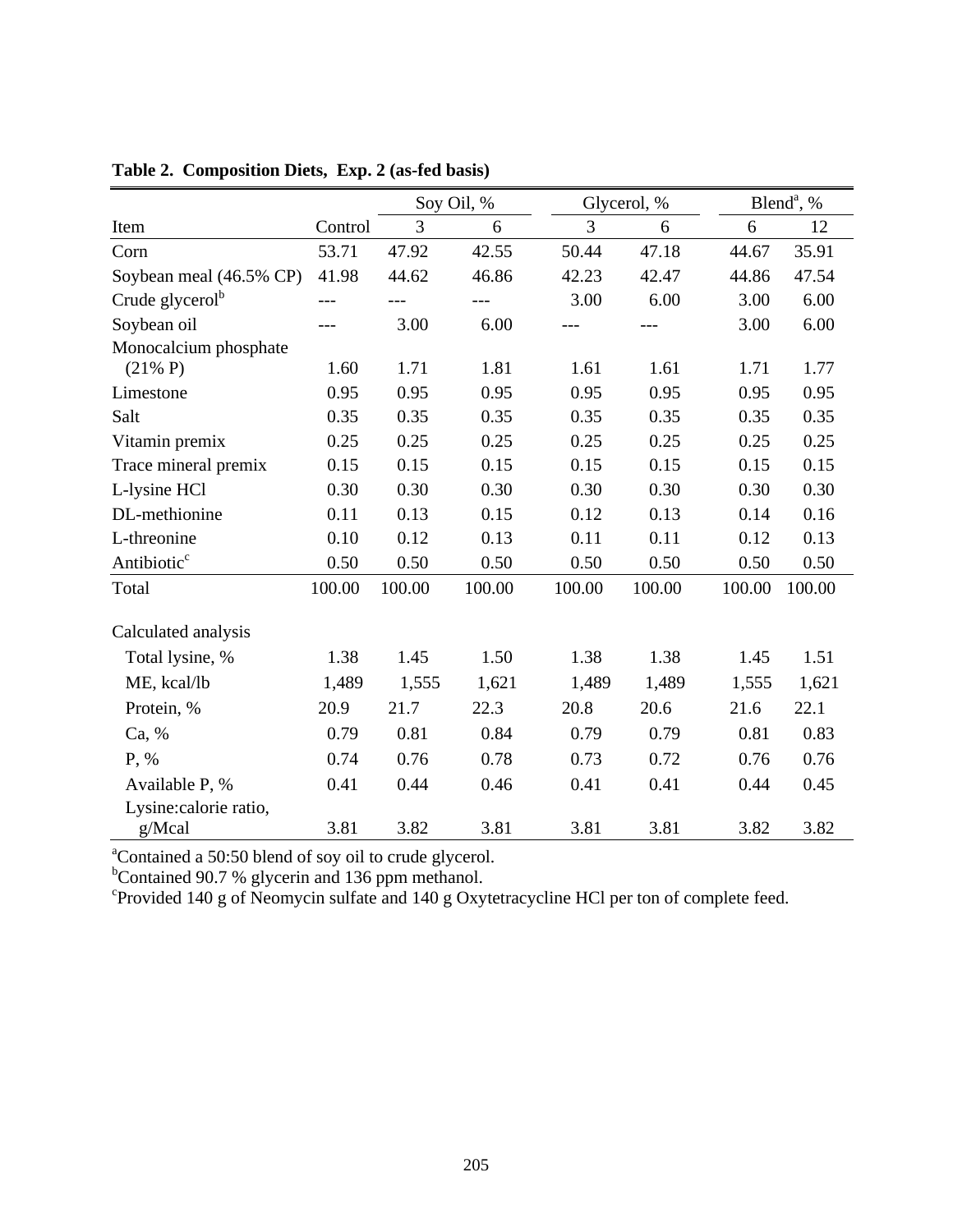**Table 2. Composition Diets, Exp. 2 (as-fed basis)**

| | | Soy Oil, % | | Glycerol, % | | Blend[a], % | |
|---|---|---|---|---|---|---|---|
| Item | Control | 3 | 6 | 3 | 6 | 6 | 12 |
| Corn | 53.71 | 47.92 | 42.55 | 50.44 | 47.18 | 44.67 | 35.91 |
| Soybean meal (46.5% CP) | 41.98 | 44.62 | 46.86 | 42.23 | 42.47 | 44.86 | 47.54 |
| Crude glycerol[b] | --- | --- | --- | 3.00 | 6.00 | 3.00 | 6.00 |
| Soybean oil | --- | 3.00 | 6.00 | --- | --- | 3.00 | 6.00 |
| Monocalcium phosphate (21% P) | 1.60 | 1.71 | 1.81 | 1.61 | 1.61 | 1.71 | 1.77 |
| Limestone | 0.95 | 0.95 | 0.95 | 0.95 | 0.95 | 0.95 | 0.95 |
| Salt | 0.35 | 0.35 | 0.35 | 0.35 | 0.35 | 0.35 | 0.35 |
| Vitamin premix | 0.25 | 0.25 | 0.25 | 0.25 | 0.25 | 0.25 | 0.25 |
| Trace mineral premix | 0.15 | 0.15 | 0.15 | 0.15 | 0.15 | 0.15 | 0.15 |
| L-lysine HCl | 0.30 | 0.30 | 0.30 | 0.30 | 0.30 | 0.30 | 0.30 |
| DL-methionine | 0.11 | 0.13 | 0.15 | 0.12 | 0.13 | 0.14 | 0.16 |
| L-threonine | 0.10 | 0.12 | 0.13 | 0.11 | 0.11 | 0.12 | 0.13 |
| Antibiotic[c] | 0.50 | 0.50 | 0.50 | 0.50 | 0.50 | 0.50 | 0.50 |
| Total | 100.00 | 100.00 | 100.00 | 100.00 | 100.00 | 100.00 | 100.00 |
| | | | | | | | |
| Calculated analysis | | | | | | | |
| Total lysine, % | 1.38 | 1.45 | 1.50 | 1.38 | 1.38 | 1.45 | 1.51 |
| ME, kcal/lb | 1,489 | 1,555 | 1,621 | 1,489 | 1,489 | 1,555 | 1,621 |
| Protein, % | 20.9 | 21.7 | 22.3 | 20.8 | 20.6 | 21.6 | 22.1 |
| Ca, % | 0.79 | 0.81 | 0.84 | 0.79 | 0.79 | 0.81 | 0.83 |
| P, % | 0.74 | 0.76 | 0.78 | 0.73 | 0.72 | 0.76 | 0.76 |
| Available P, % | 0.41 | 0.44 | 0.46 | 0.41 | 0.41 | 0.44 | 0.45 |
| Lysine:calorie ratio, g/Mcal | 3.81 | 3.82 | 3.81 | 3.81 | 3.81 | 3.82 | 3.82 |

[a]Contained a 50:50 blend of soy oil to crude glycerol.
[b]Contained 90.7 % glycerin and 136 ppm methanol.
[c]Provided 140 g of Neomycin sulfate and 140 g Oxytetracycline HCl per ton of complete feed.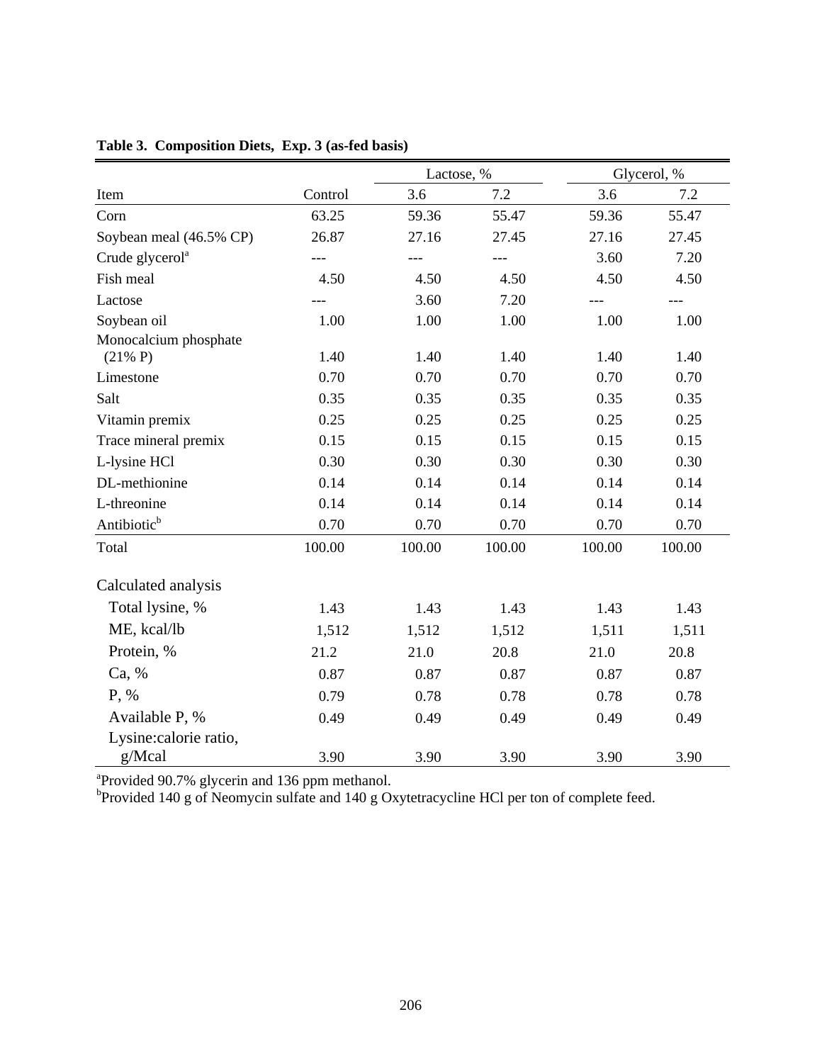**Table 3. Composition Diets, Exp. 3 (as-fed basis)**

| | | Lactose, % | | Glycerol, % | |
|---|---|---|---|---|---|
| Item | Control | 3.6 | 7.2 | 3.6 | 7.2 |
| Corn | 63.25 | 59.36 | 55.47 | 59.36 | 55.47 |
| Soybean meal (46.5% CP) | 26.87 | 27.16 | 27.45 | 27.16 | 27.45 |
| Crude glycerol[a] | --- | --- | --- | 3.60 | 7.20 |
| Fish meal | 4.50 | 4.50 | 4.50 | 4.50 | 4.50 |
| Lactose | --- | 3.60 | 7.20 | --- | --- |
| Soybean oil | 1.00 | 1.00 | 1.00 | 1.00 | 1.00 |
| Monocalcium phosphate (21% P) | 1.40 | 1.40 | 1.40 | 1.40 | 1.40 |
| Limestone | 0.70 | 0.70 | 0.70 | 0.70 | 0.70 |
| Salt | 0.35 | 0.35 | 0.35 | 0.35 | 0.35 |
| Vitamin premix | 0.25 | 0.25 | 0.25 | 0.25 | 0.25 |
| Trace mineral premix | 0.15 | 0.15 | 0.15 | 0.15 | 0.15 |
| L-lysine HCl | 0.30 | 0.30 | 0.30 | 0.30 | 0.30 |
| DL-methionine | 0.14 | 0.14 | 0.14 | 0.14 | 0.14 |
| L-threonine | 0.14 | 0.14 | 0.14 | 0.14 | 0.14 |
| Antibiotic[b] | 0.70 | 0.70 | 0.70 | 0.70 | 0.70 |
| Total | 100.00 | 100.00 | 100.00 | 100.00 | 100.00 |
| Calculated analysis | | | | | |
| Total lysine, % | 1.43 | 1.43 | 1.43 | 1.43 | 1.43 |
| ME, kcal/lb | 1,512 | 1,512 | 1,512 | 1,511 | 1,511 |
| Protein, % | 21.2 | 21.0 | 20.8 | 21.0 | 20.8 |
| Ca, % | 0.87 | 0.87 | 0.87 | 0.87 | 0.87 |
| P, % | 0.79 | 0.78 | 0.78 | 0.78 | 0.78 |
| Available P, % | 0.49 | 0.49 | 0.49 | 0.49 | 0.49 |
| Lysine:calorie ratio, g/Mcal | 3.90 | 3.90 | 3.90 | 3.90 | 3.90 |

[a]Provided 90.7% glycerin and 136 ppm methanol.
[b]Provided 140 g of Neomycin sulfate and 140 g Oxytetracycline HCl per ton of complete feed.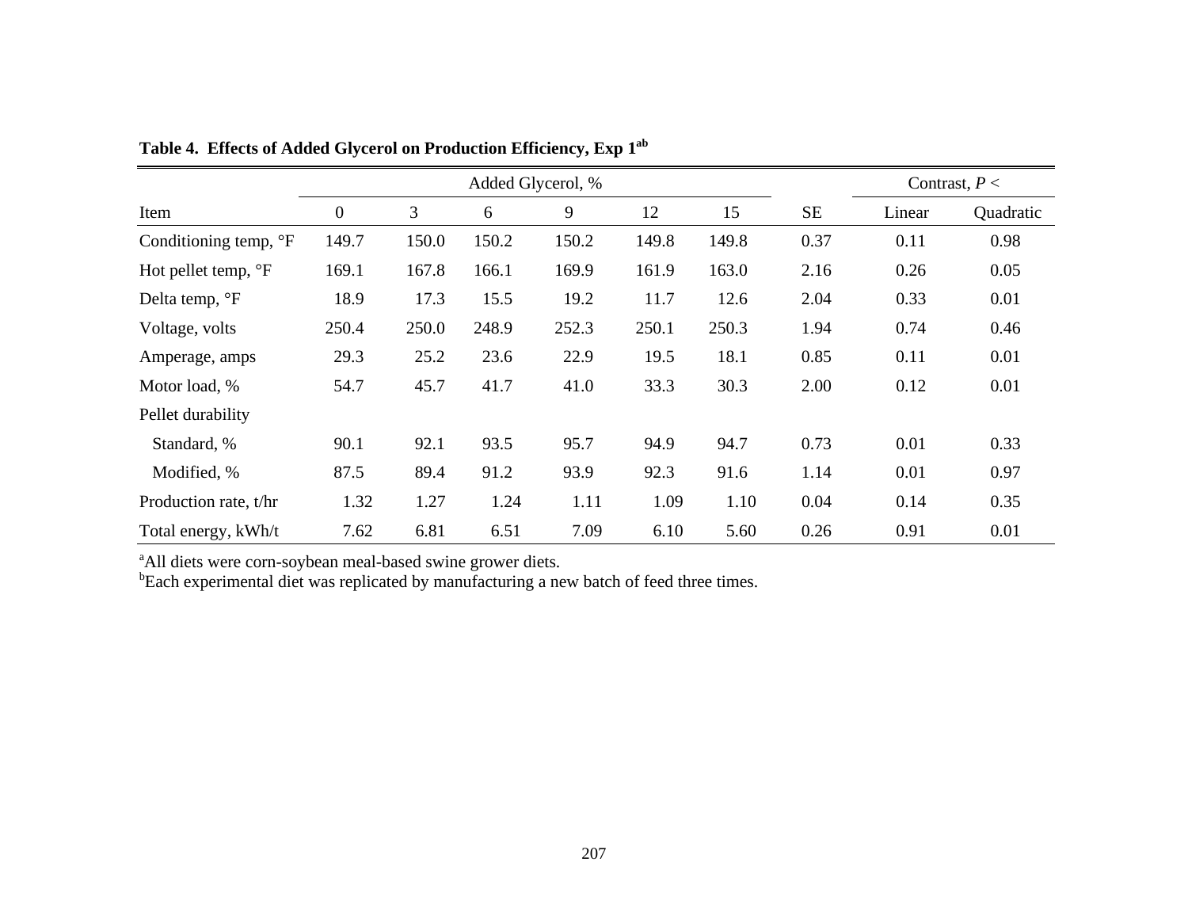**Table 4. Effects of Added Glycerol on Production Efficiency, Exp 1[ab]**

| | Added Glycerol, % | | | | | | | Contrast, $P <$ | |
|---|---|---|---|---|---|---|---|---|---|
| Item | 0 | 3 | 6 | 9 | 12 | 15 | SE | Linear | Quadratic |
| Conditioning temp, °F | 149.7 | 150.0 | 150.2 | 150.2 | 149.8 | 149.8 | 0.37 | 0.11 | 0.98 |
| Hot pellet temp, °F | 169.1 | 167.8 | 166.1 | 169.9 | 161.9 | 163.0 | 2.16 | 0.26 | 0.05 |
| Delta temp, °F | 18.9 | 17.3 | 15.5 | 19.2 | 11.7 | 12.6 | 2.04 | 0.33 | 0.01 |
| Voltage, volts | 250.4 | 250.0 | 248.9 | 252.3 | 250.1 | 250.3 | 1.94 | 0.74 | 0.46 |
| Amperage, amps | 29.3 | 25.2 | 23.6 | 22.9 | 19.5 | 18.1 | 0.85 | 0.11 | 0.01 |
| Motor load, % | 54.7 | 45.7 | 41.7 | 41.0 | 33.3 | 30.3 | 2.00 | 0.12 | 0.01 |
| Pellet durability | | | | | | | | | |
| Standard, % | 90.1 | 92.1 | 93.5 | 95.7 | 94.9 | 94.7 | 0.73 | 0.01 | 0.33 |
| Modified, % | 87.5 | 89.4 | 91.2 | 93.9 | 92.3 | 91.6 | 1.14 | 0.01 | 0.97 |
| Production rate, t/hr | 1.32 | 1.27 | 1.24 | 1.11 | 1.09 | 1.10 | 0.04 | 0.14 | 0.35 |
| Total energy, kWh/t | 7.62 | 6.81 | 6.51 | 7.09 | 6.10 | 5.60 | 0.26 | 0.91 | 0.01 |

[a]All diets were corn-soybean meal-based swine grower diets.
[b]Each experimental diet was replicated by manufacturing a new batch of feed three times.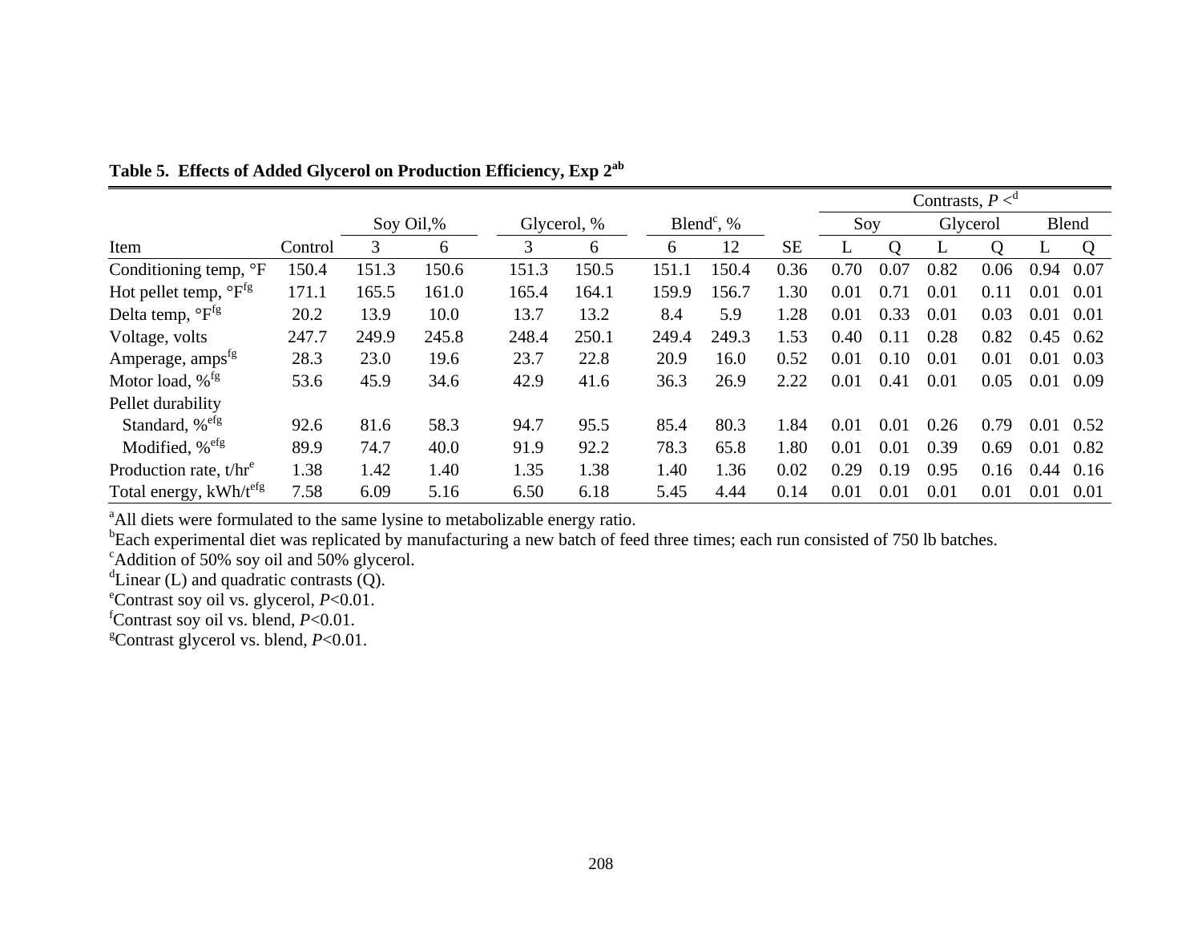**Table 5. Effects of Added Glycerol on Production Efficiency, Exp 2[ab]**

| | | Soy Oil,% | | Glycerol, % | | Blend[c], % | | | Contrasts, $P <$[d] | | | | | |
|---|---|---|---|---|---|---|---|---|---|---|---|---|---|---|
| | | | | | | | | | Soy | | Glycerol | | Blend | |
| Item | Control | 3 | 6 | 3 | 6 | 6 | 12 | SE | L | Q | L | Q | L | Q |
| Conditioning temp, °F | 150.4 | 151.3 | 150.6 | 151.3 | 150.5 | 151.1 | 150.4 | 0.36 | 0.70 | 0.07 | 0.82 | 0.06 | 0.94 | 0.07 |
| Hot pellet temp, °F[fg] | 171.1 | 165.5 | 161.0 | 165.4 | 164.1 | 159.9 | 156.7 | 1.30 | 0.01 | 0.71 | 0.01 | 0.11 | 0.01 | 0.01 |
| Delta temp, °F[fg] | 20.2 | 13.9 | 10.0 | 13.7 | 13.2 | 8.4 | 5.9 | 1.28 | 0.01 | 0.33 | 0.01 | 0.03 | 0.01 | 0.01 |
| Voltage, volts | 247.7 | 249.9 | 245.8 | 248.4 | 250.1 | 249.4 | 249.3 | 1.53 | 0.40 | 0.11 | 0.28 | 0.82 | 0.45 | 0.62 |
| Amperage, amps[fg] | 28.3 | 23.0 | 19.6 | 23.7 | 22.8 | 20.9 | 16.0 | 0.52 | 0.01 | 0.10 | 0.01 | 0.01 | 0.01 | 0.03 |
| Motor load, %[fg] | 53.6 | 45.9 | 34.6 | 42.9 | 41.6 | 36.3 | 26.9 | 2.22 | 0.01 | 0.41 | 0.01 | 0.05 | 0.01 | 0.09 |
| Pellet durability | | | | | | | | | | | | | | |
| Standard, %[efg] | 92.6 | 81.6 | 58.3 | 94.7 | 95.5 | 85.4 | 80.3 | 1.84 | 0.01 | 0.01 | 0.26 | 0.79 | 0.01 | 0.52 |
| Modified, %[efg] | 89.9 | 74.7 | 40.0 | 91.9 | 92.2 | 78.3 | 65.8 | 1.80 | 0.01 | 0.01 | 0.39 | 0.69 | 0.01 | 0.82 |
| Production rate, t/hr[e] | 1.38 | 1.42 | 1.40 | 1.35 | 1.38 | 1.40 | 1.36 | 0.02 | 0.29 | 0.19 | 0.95 | 0.16 | 0.44 | 0.16 |
| Total energy, kWh/t[efg] | 7.58 | 6.09 | 5.16 | 6.50 | 6.18 | 5.45 | 4.44 | 0.14 | 0.01 | 0.01 | 0.01 | 0.01 | 0.01 | 0.01 |

[a]All diets were formulated to the same lysine to metabolizable energy ratio.
[b]Each experimental diet was replicated by manufacturing a new batch of feed three times; each run consisted of 750 lb batches.
[c]Addition of 50% soy oil and 50% glycerol.
[d]Linear (L) and quadratic contrasts (Q).
[e]Contrast soy oil vs. glycerol, $P<0.01$.
[f]Contrast soy oil vs. blend, $P<0.01$.
[g]Contrast glycerol vs. blend, $P<0.01$.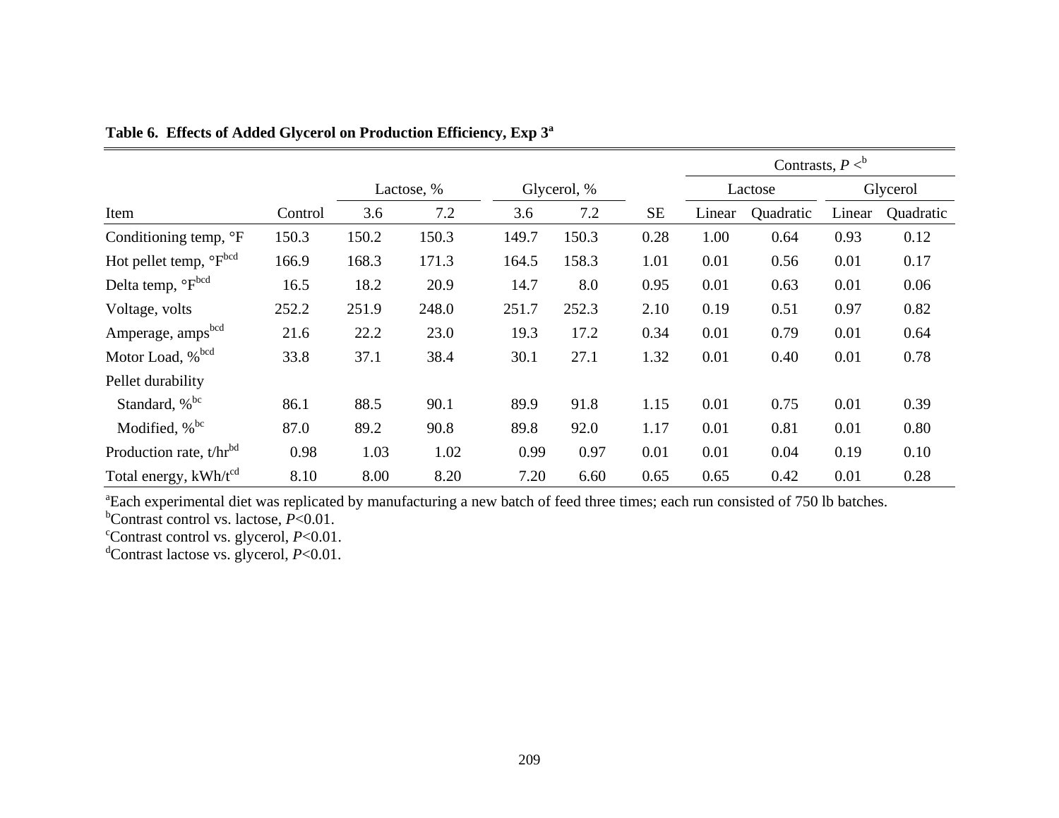**Table 6. Effects of Added Glycerol on Production Efficiency, Exp 3[a]**

| | | Lactose, % | | Glycerol, % | | | Contrasts, $P <$[b] | | | |
|---|---|---|---|---|---|---|---|---|---|---|
| | | | | | | | Lactose | | Glycerol | |
| Item | Control | 3.6 | 7.2 | 3.6 | 7.2 | SE | Linear | Quadratic | Linear | Quadratic |
| Conditioning temp, °F | 150.3 | 150.2 | 150.3 | 149.7 | 150.3 | 0.28 | 1.00 | 0.64 | 0.93 | 0.12 |
| Hot pellet temp, °F[bcd] | 166.9 | 168.3 | 171.3 | 164.5 | 158.3 | 1.01 | 0.01 | 0.56 | 0.01 | 0.17 |
| Delta temp, °F[bcd] | 16.5 | 18.2 | 20.9 | 14.7 | 8.0 | 0.95 | 0.01 | 0.63 | 0.01 | 0.06 |
| Voltage, volts | 252.2 | 251.9 | 248.0 | 251.7 | 252.3 | 2.10 | 0.19 | 0.51 | 0.97 | 0.82 |
| Amperage, amps[bcd] | 21.6 | 22.2 | 23.0 | 19.3 | 17.2 | 0.34 | 0.01 | 0.79 | 0.01 | 0.64 |
| Motor Load, %[bcd] | 33.8 | 37.1 | 38.4 | 30.1 | 27.1 | 1.32 | 0.01 | 0.40 | 0.01 | 0.78 |
| Pellet durability | | | | | | | | | | |
| Standard, %[bc] | 86.1 | 88.5 | 90.1 | 89.9 | 91.8 | 1.15 | 0.01 | 0.75 | 0.01 | 0.39 |
| Modified, %[bc] | 87.0 | 89.2 | 90.8 | 89.8 | 92.0 | 1.17 | 0.01 | 0.81 | 0.01 | 0.80 |
| Production rate, t/hr[bd] | 0.98 | 1.03 | 1.02 | 0.99 | 0.97 | 0.01 | 0.01 | 0.04 | 0.19 | 0.10 |
| Total energy, kWh/t[cd] | 8.10 | 8.00 | 8.20 | 7.20 | 6.60 | 0.65 | 0.65 | 0.42 | 0.01 | 0.28 |

[a]Each experimental diet was replicated by manufacturing a new batch of feed three times; each run consisted of 750 lb batches.
[b]Contrast control vs. lactose, $P<0.01$.
[c]Contrast control vs. glycerol, $P<0.01$.
[d]Contrast lactose vs. glycerol, $P<0.01$.